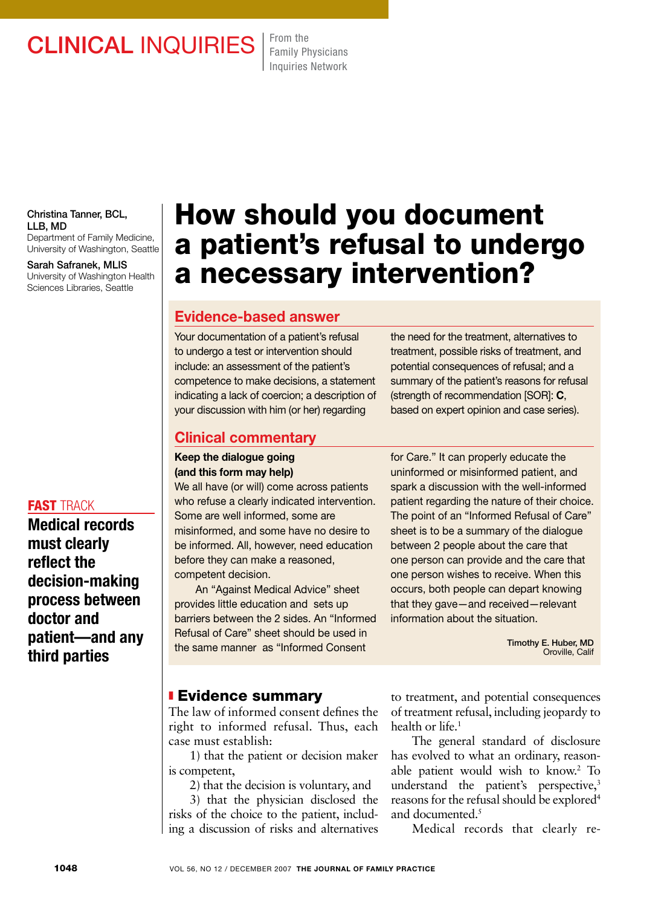CLINICAL INQUIRIES — From the Family Physicians Inquiries Network

Christina Tanner, BCL, LLB, MD
Department of Family Medicine, University of Washington, Seattle

Sarah Safranek, MLIS
University of Washington Health Sciences Libraries, Seattle

# How should you document a patient's refusal to undergo a necessary intervention?

## Evidence-based answer

Your documentation of a patient's refusal to undergo a test or intervention should include: an assessment of the patient's competence to make decisions, a statement indicating a lack of coercion; a description of your discussion with him (or her) regarding the need for the treatment, alternatives to treatment, possible risks of treatment, and potential consequences of refusal; and a summary of the patient's reasons for refusal (strength of recommendation [SOR]: **C**, based on expert opinion and case series).

## Clinical commentary

**Keep the dialogue going (and this form may help)**

We all have (or will) come across patients who refuse a clearly indicated intervention. Some are well informed, some are misinformed, and some have no desire to be informed. All, however, need education before they can make a reasoned, competent decision.

An "Against Medical Advice" sheet provides little education and sets up barriers between the 2 sides. An "Informed Refusal of Care" sheet should be used in the same manner as "Informed Consent for Care." It can properly educate the uninformed or misinformed patient, and spark a discussion with the well-informed patient regarding the nature of their choice. The point of an "Informed Refusal of Care" sheet is to be a summary of the dialogue between 2 people about the care that one person can provide and the care that one person wishes to receive. When this occurs, both people can depart knowing that they gave—and received—relevant information about the situation.

Timothy E. Huber, MD
Oroville, Calif

**FAST TRACK**

**Medical records must clearly reflect the decision-making process between doctor and patient—and any third parties**

## Evidence summary

The law of informed consent defines the right to informed refusal. Thus, each case must establish:

1) that the patient or decision maker is competent,

2) that the decision is voluntary, and

3) that the physician disclosed the risks of the choice to the patient, including a discussion of risks and alternatives to treatment, and potential consequences of treatment refusal, including jeopardy to health or life.[1]

The general standard of disclosure has evolved to what an ordinary, reasonable patient would wish to know.[2] To understand the patient's perspective,[3] reasons for the refusal should be explored[4] and documented.[5]

Medical records that clearly re-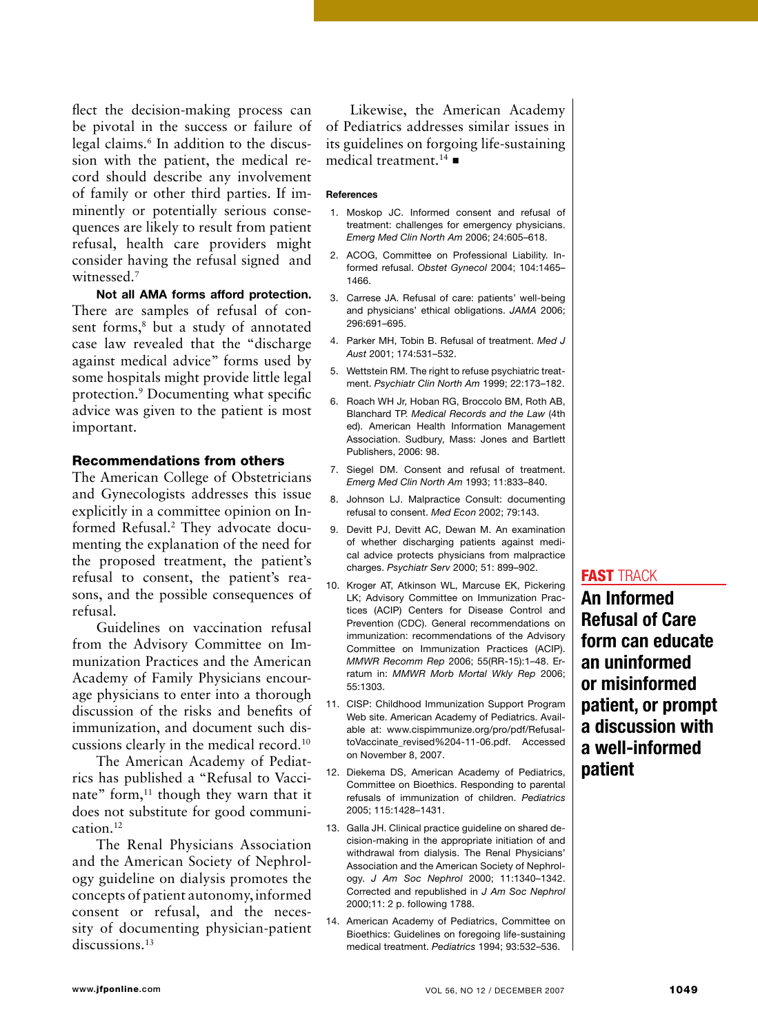flect the decision-making process can be pivotal in the success or failure of legal claims.[6] In addition to the discussion with the patient, the medical record should describe any involvement of family or other third parties. If imminently or potentially serious consequences are likely to result from patient refusal, health care providers might consider having the refusal signed and witnessed.[7]

**Not all AMA forms afford protection.** There are samples of refusal of consent forms,[8] but a study of annotated case law revealed that the "discharge against medical advice" forms used by some hospitals might provide little legal protection.[9] Documenting what specific advice was given to the patient is most important.

### Recommendations from others

The American College of Obstetricians and Gynecologists addresses this issue explicitly in a committee opinion on Informed Refusal.[2] They advocate documenting the explanation of the need for the proposed treatment, the patient's refusal to consent, the patient's reasons, and the possible consequences of refusal.

Guidelines on vaccination refusal from the Advisory Committee on Immunization Practices and the American Academy of Family Physicians encourage physicians to enter into a thorough discussion of the risks and benefits of immunization, and document such discussions clearly in the medical record.[10]

The American Academy of Pediatrics has published a "Refusal to Vaccinate" form,[11] though they warn that it does not substitute for good communication.[12]

The Renal Physicians Association and the American Society of Nephrology guideline on dialysis promotes the concepts of patient autonomy, informed consent or refusal, and the necessity of documenting physician-patient discussions.[13]

Likewise, the American Academy of Pediatrics addresses similar issues in its guidelines on forgoing life-sustaining medical treatment.[14] ■

**FAST TRACK**

**An Informed Refusal of Care form can educate an uninformed or misinformed patient, or prompt a discussion with a well-informed patient**

#### References

1. Moskop JC. Informed consent and refusal of treatment: challenges for emergency physicians. *Emerg Med Clin North Am* 2006; 24:605–618.
2. ACOG, Committee on Professional Liability. Informed refusal. *Obstet Gynecol* 2004; 104:1465–1466.
3. Carrese JA. Refusal of care: patients' well-being and physicians' ethical obligations. *JAMA* 2006; 296:691–695.
4. Parker MH, Tobin B. Refusal of treatment. *Med J Aust* 2001; 174:531–532.
5. Wettstein RM. The right to refuse psychiatric treatment. *Psychiatr Clin North Am* 1999; 22:173–182.
6. Roach WH Jr, Hoban RG, Broccolo BM, Roth AB, Blanchard TP. *Medical Records and the Law* (4th ed). American Health Information Management Association. Sudbury, Mass: Jones and Bartlett Publishers, 2006: 98.
7. Siegel DM. Consent and refusal of treatment. *Emerg Med Clin North Am* 1993; 11:833–840.
8. Johnson LJ. Malpractice Consult: documenting refusal to consent. *Med Econ* 2002; 79:143.
9. Devitt PJ, Devitt AC, Dewan M. An examination of whether discharging patients against medical advice protects physicians from malpractice charges. *Psychiatr Serv* 2000; 51: 899–902.
10. Kroger AT, Atkinson WL, Marcuse EK, Pickering LK; Advisory Committee on Immunization Practices (ACIP) Centers for Disease Control and Prevention (CDC). General recommendations on immunization: recommendations of the Advisory Committee on Immunization Practices (ACIP). *MMWR Recomm Rep* 2006; 55(RR-15):1–48. Erratum in: *MMWR Morb Mortal Wkly Rep* 2006; 55:1303.
11. CISP: Childhood Immunization Support Program Web site. American Academy of Pediatrics. Available at: www.cispimmunize.org/pro/pdf/RefusaltoVaccinate_revised%204-11-06.pdf. Accessed on November 8, 2007.
12. Diekema DS, American Academy of Pediatrics, Committee on Bioethics. Responding to parental refusals of immunization of children. *Pediatrics* 2005; 115:1428–1431.
13. Galla JH. Clinical practice guideline on shared decision-making in the appropriate initiation of and withdrawal from dialysis. The Renal Physicians' Association and the American Society of Nephrology. *J Am Soc Nephrol* 2000; 11:1340–1342. Corrected and republished in *J Am Soc Nephrol* 2000;11: 2 p. following 1788.
14. American Academy of Pediatrics, Committee on Bioethics: Guidelines on foregoing life-sustaining medical treatment. *Pediatrics* 1994; 93:532–536.